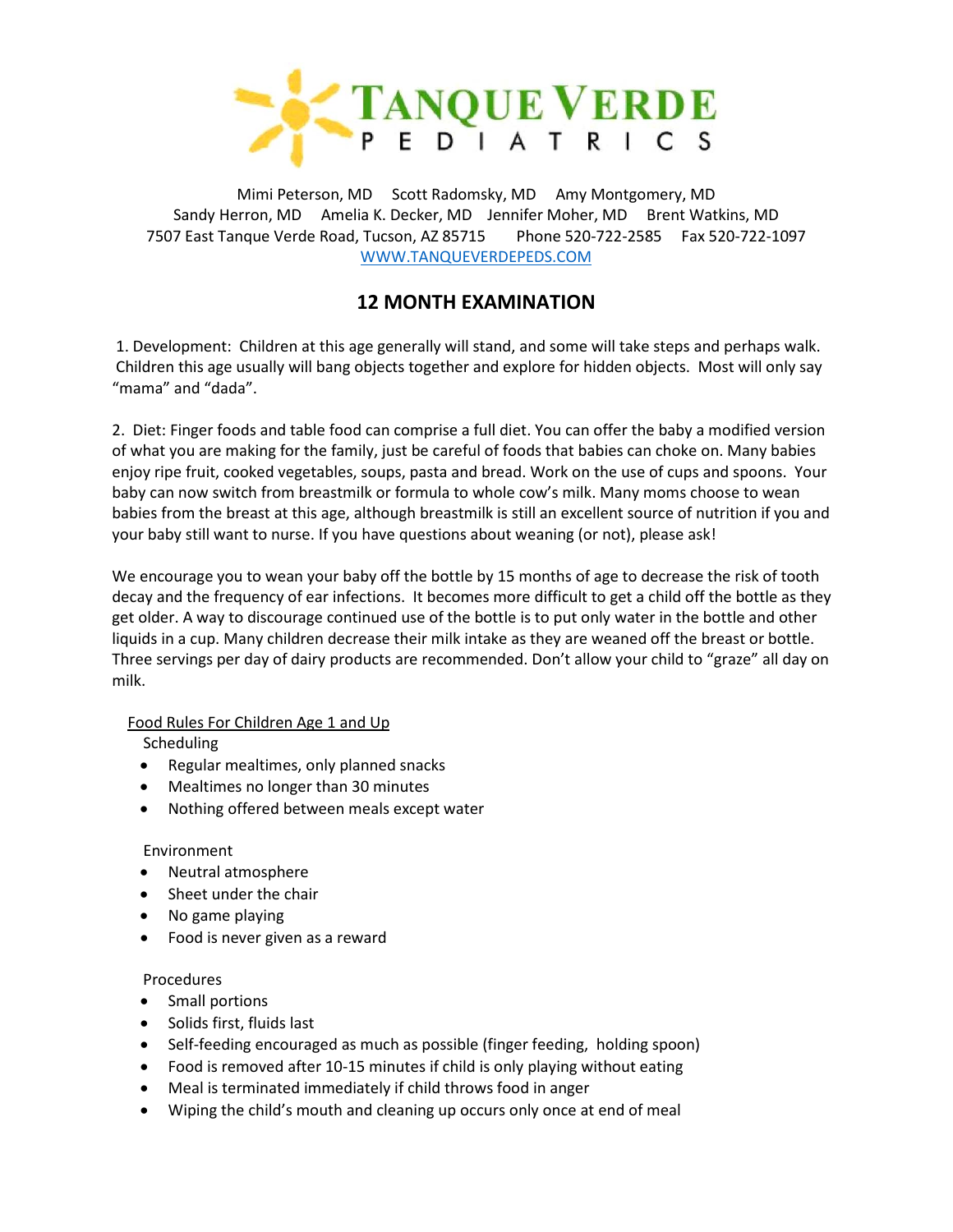TANQUE VERDE PEDIATRICS

Mimi Peterson, MD     Scott Radomsky, MD     Amy Montgomery, MD
Sandy Herron, MD     Amelia K. Decker, MD     Jennifer Moher, MD     Brent Watkins, MD
7507 East Tanque Verde Road, Tucson, AZ 85715     Phone 520-722-2585     Fax 520-722-1097
WWW.TANQUEVERDEPEDS.COM

## 12 MONTH EXAMINATION

1. Development: Children at this age generally will stand, and some will take steps and perhaps walk. Children this age usually will bang objects together and explore for hidden objects. Most will only say "mama" and "dada".

2. Diet: Finger foods and table food can comprise a full diet. You can offer the baby a modified version of what you are making for the family, just be careful of foods that babies can choke on. Many babies enjoy ripe fruit, cooked vegetables, soups, pasta and bread. Work on the use of cups and spoons. Your baby can now switch from breastmilk or formula to whole cow's milk. Many moms choose to wean babies from the breast at this age, although breastmilk is still an excellent source of nutrition if you and your baby still want to nurse. If you have questions about weaning (or not), please ask!

We encourage you to wean your baby off the bottle by 15 months of age to decrease the risk of tooth decay and the frequency of ear infections. It becomes more difficult to get a child off the bottle as they get older. A way to discourage continued use of the bottle is to put only water in the bottle and other liquids in a cup. Many children decrease their milk intake as they are weaned off the breast or bottle. Three servings per day of dairy products are recommended. Don't allow your child to "graze" all day on milk.

Food Rules For Children Age 1 and Up

Scheduling

- Regular mealtimes, only planned snacks
- Mealtimes no longer than 30 minutes
- Nothing offered between meals except water

Environment

- Neutral atmosphere
- Sheet under the chair
- No game playing
- Food is never given as a reward

Procedures

- Small portions
- Solids first, fluids last
- Self-feeding encouraged as much as possible (finger feeding, holding spoon)
- Food is removed after 10-15 minutes if child is only playing without eating
- Meal is terminated immediately if child throws food in anger
- Wiping the child's mouth and cleaning up occurs only once at end of meal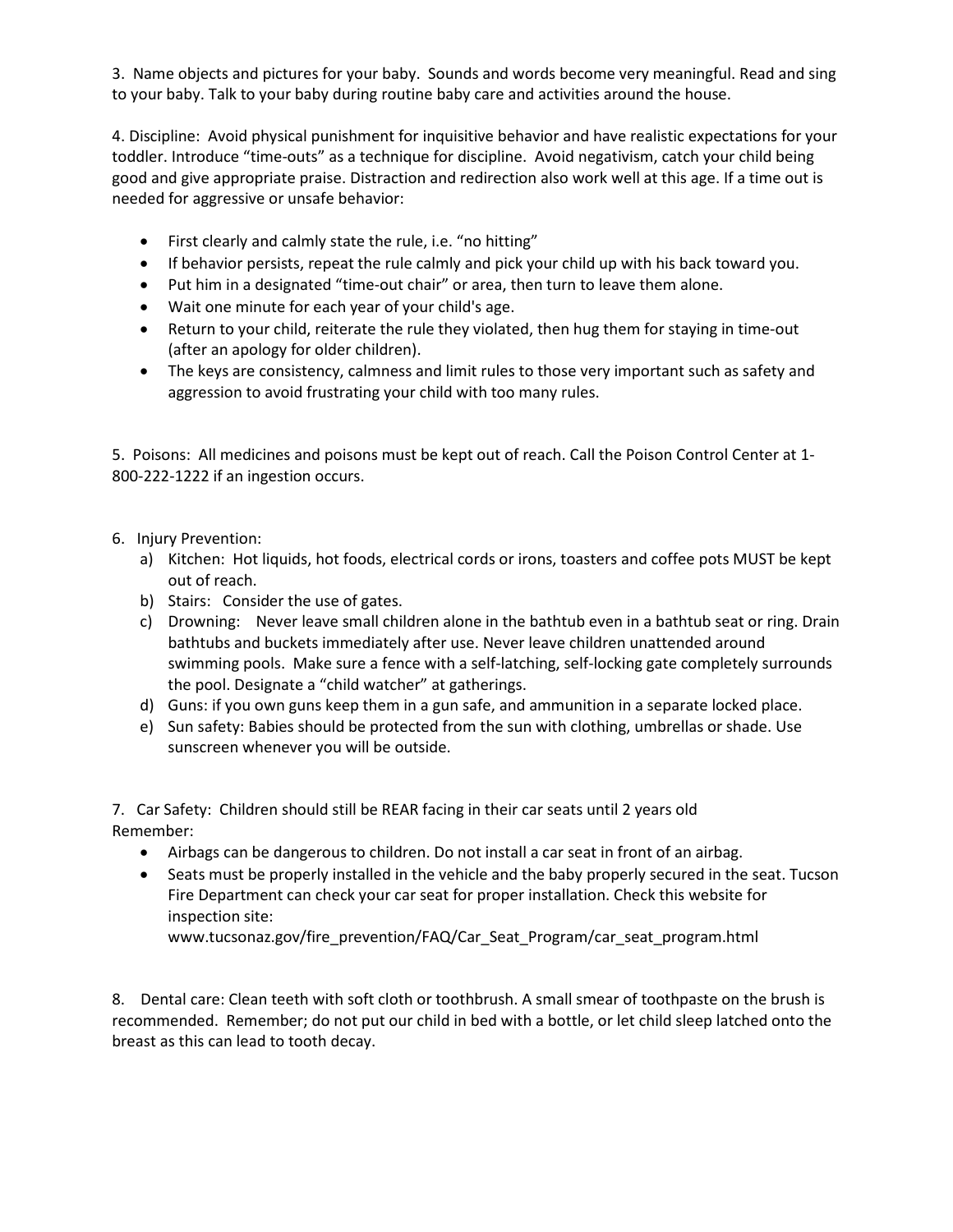3. Name objects and pictures for your baby. Sounds and words become very meaningful. Read and sing to your baby. Talk to your baby during routine baby care and activities around the house.

4. Discipline: Avoid physical punishment for inquisitive behavior and have realistic expectations for your toddler. Introduce "time-outs" as a technique for discipline. Avoid negativism, catch your child being good and give appropriate praise. Distraction and redirection also work well at this age. If a time out is needed for aggressive or unsafe behavior:

- First clearly and calmly state the rule, i.e. "no hitting"
- If behavior persists, repeat the rule calmly and pick your child up with his back toward you.
- Put him in a designated "time-out chair" or area, then turn to leave them alone.
- Wait one minute for each year of your child's age.
- Return to your child, reiterate the rule they violated, then hug them for staying in time-out (after an apology for older children).
- The keys are consistency, calmness and limit rules to those very important such as safety and aggression to avoid frustrating your child with too many rules.

5. Poisons: All medicines and poisons must be kept out of reach. Call the Poison Control Center at 1-800-222-1222 if an ingestion occurs.

6. Injury Prevention:
   a) Kitchen: Hot liquids, hot foods, electrical cords or irons, toasters and coffee pots MUST be kept out of reach.
   b) Stairs: Consider the use of gates.
   c) Drowning: Never leave small children alone in the bathtub even in a bathtub seat or ring. Drain bathtubs and buckets immediately after use. Never leave children unattended around swimming pools. Make sure a fence with a self-latching, self-locking gate completely surrounds the pool. Designate a "child watcher" at gatherings.
   d) Guns: if you own guns keep them in a gun safe, and ammunition in a separate locked place.
   e) Sun safety: Babies should be protected from the sun with clothing, umbrellas or shade. Use sunscreen whenever you will be outside.

7. Car Safety: Children should still be REAR facing in their car seats until 2 years old
Remember:

- Airbags can be dangerous to children. Do not install a car seat in front of an airbag.
- Seats must be properly installed in the vehicle and the baby properly secured in the seat. Tucson Fire Department can check your car seat for proper installation. Check this website for inspection site:
  www.tucsonaz.gov/fire_prevention/FAQ/Car_Seat_Program/car_seat_program.html

8. Dental care: Clean teeth with soft cloth or toothbrush. A small smear of toothpaste on the brush is recommended. Remember; do not put our child in bed with a bottle, or let child sleep latched onto the breast as this can lead to tooth decay.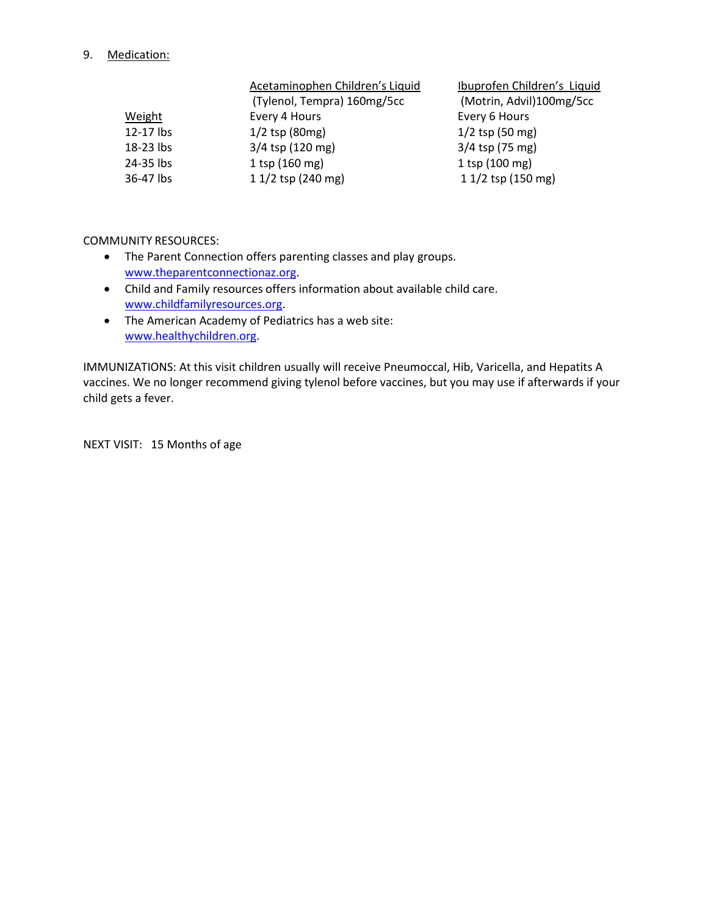9. Medication:

| Weight | Acetaminophen Children's Liquid (Tylenol, Tempra) 160mg/5cc Every 4 Hours | Ibuprofen Children's Liquid (Motrin, Advil)100mg/5cc Every 6 Hours |
|---|---|---|
| 12-17 lbs | 1/2 tsp (80mg) | 1/2 tsp (50 mg) |
| 18-23 lbs | 3/4 tsp (120 mg) | 3/4 tsp (75 mg) |
| 24-35 lbs | 1 tsp (160 mg) | 1 tsp (100 mg) |
| 36-47 lbs | 1 1/2 tsp (240 mg) | 1 1/2 tsp (150 mg) |

COMMUNITY RESOURCES:

- The Parent Connection offers parenting classes and play groups. www.theparentconnectionaz.org.
- Child and Family resources offers information about available child care. www.childfamilyresources.org.
- The American Academy of Pediatrics has a web site: www.healthychildren.org.

IMMUNIZATIONS: At this visit children usually will receive Pneumoccal, Hib, Varicella, and Hepatits A vaccines. We no longer recommend giving tylenol before vaccines, but you may use if afterwards if your child gets a fever.

NEXT VISIT: 15 Months of age